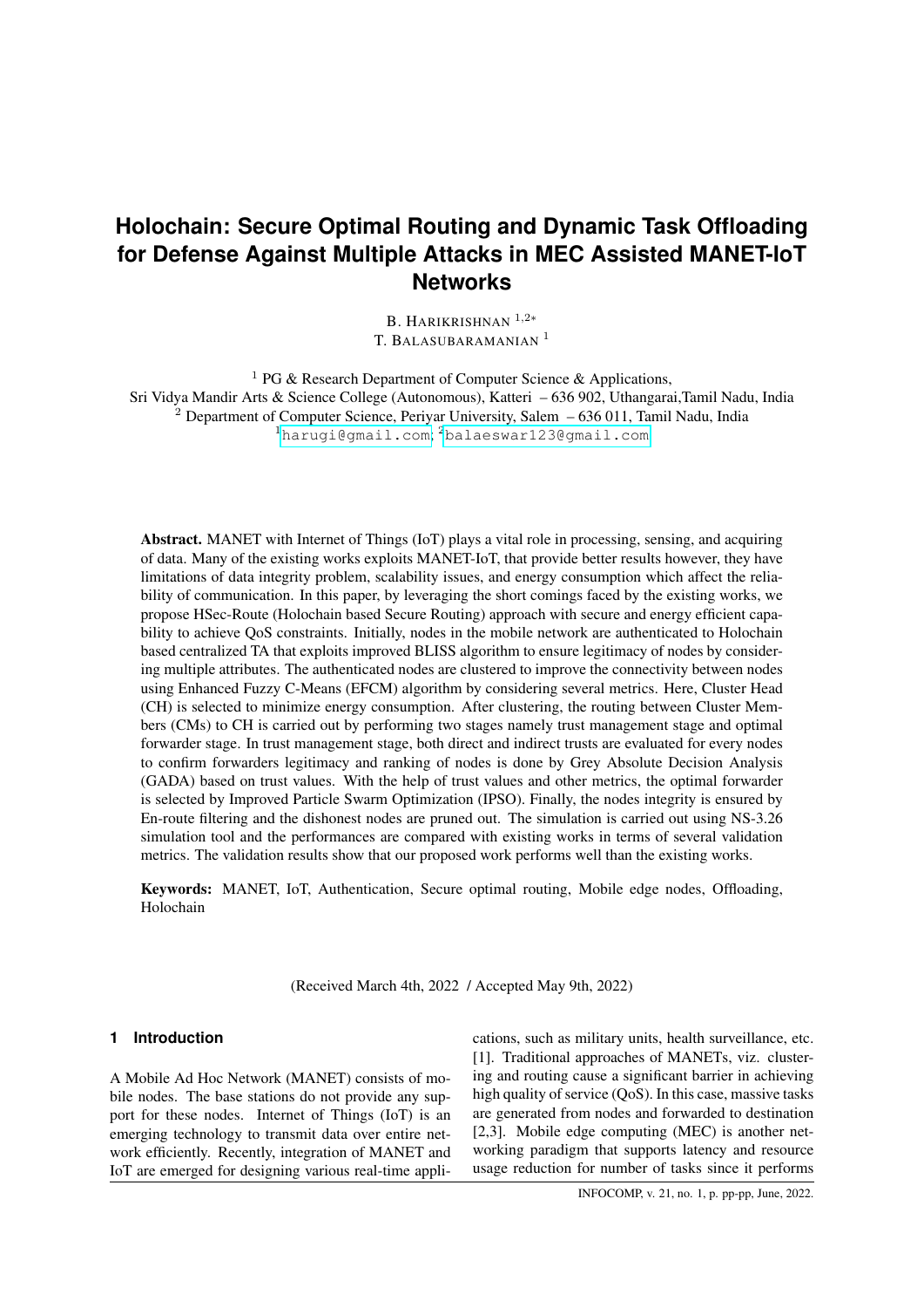# Holochain: Secure Optimal Routing and Dynamic Task Offloading for Defense Against Multiple Attacks in MEC Assisted MANET-IoT Networks

B. HARIKRISHNAN [1,2*]
T. BALASUBARAMANIAN [1]

[1] PG & Research Department of Computer Science & Applications,
Sri Vidya Mandir Arts & Science College (Autonomous), Katteri – 636 902, Uthangarai,Tamil Nadu, India
[2] Department of Computer Science, Periyar University, Salem – 636 011, Tamil Nadu, India
[1]harugi@gmail.com; [2]balaeswar123@gmail.com

**Abstract.** MANET with Internet of Things (IoT) plays a vital role in processing, sensing, and acquiring of data. Many of the existing works exploits MANET-IoT, that provide better results however, they have limitations of data integrity problem, scalability issues, and energy consumption which affect the reliability of communication. In this paper, by leveraging the short comings faced by the existing works, we propose HSec-Route (Holochain based Secure Routing) approach with secure and energy efficient capability to achieve QoS constraints. Initially, nodes in the mobile network are authenticated to Holochain based centralized TA that exploits improved BLISS algorithm to ensure legitimacy of nodes by considering multiple attributes. The authenticated nodes are clustered to improve the connectivity between nodes using Enhanced Fuzzy C-Means (EFCM) algorithm by considering several metrics. Here, Cluster Head (CH) is selected to minimize energy consumption. After clustering, the routing between Cluster Members (CMs) to CH is carried out by performing two stages namely trust management stage and optimal forwarder stage. In trust management stage, both direct and indirect trusts are evaluated for every nodes to confirm forwarders legitimacy and ranking of nodes is done by Grey Absolute Decision Analysis (GADA) based on trust values. With the help of trust values and other metrics, the optimal forwarder is selected by Improved Particle Swarm Optimization (IPSO). Finally, the nodes integrity is ensured by En-route filtering and the dishonest nodes are pruned out. The simulation is carried out using NS-3.26 simulation tool and the performances are compared with existing works in terms of several validation metrics. The validation results show that our proposed work performs well than the existing works.

**Keywords:** MANET, IoT, Authentication, Secure optimal routing, Mobile edge nodes, Offloading, Holochain

(Received March 4th, 2022 / Accepted May 9th, 2022)

## 1 Introduction

A Mobile Ad Hoc Network (MANET) consists of mobile nodes. The base stations do not provide any support for these nodes. Internet of Things (IoT) is an emerging technology to transmit data over entire network efficiently. Recently, integration of MANET and IoT are emerged for designing various real-time applications, such as military units, health surveillance, etc. [1]. Traditional approaches of MANETs, viz. clustering and routing cause a significant barrier in achieving high quality of service (QoS). In this case, massive tasks are generated from nodes and forwarded to destination [2,3]. Mobile edge computing (MEC) is another networking paradigm that supports latency and resource usage reduction for number of tasks since it performs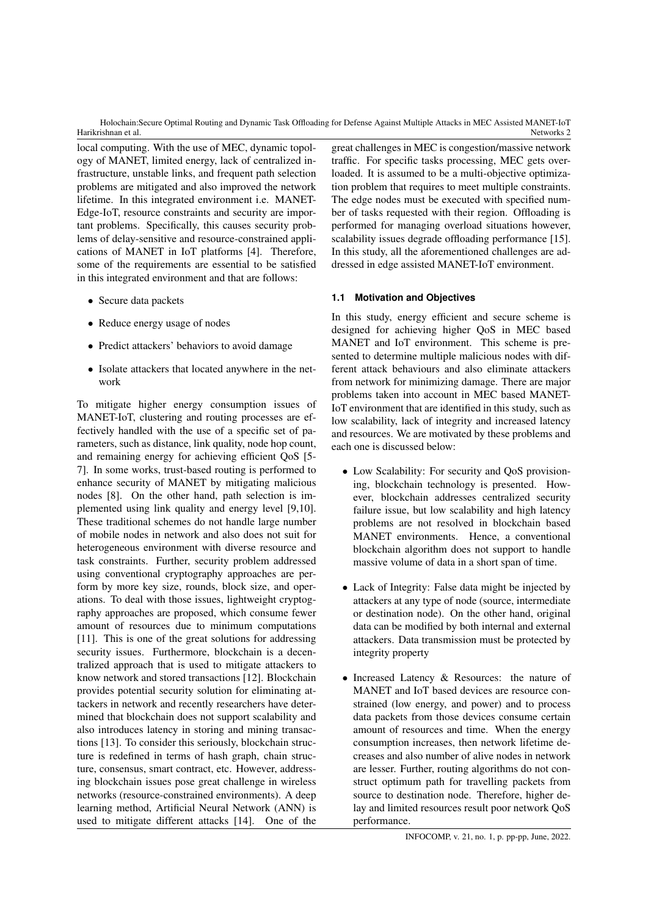local computing. With the use of MEC, dynamic topology of MANET, limited energy, lack of centralized infrastructure, unstable links, and frequent path selection problems are mitigated and also improved the network lifetime. In this integrated environment i.e. MANET-Edge-IoT, resource constraints and security are important problems. Specifically, this causes security problems of delay-sensitive and resource-constrained applications of MANET in IoT platforms [4]. Therefore, some of the requirements are essential to be satisfied in this integrated environment and that are follows:

- Secure data packets
- Reduce energy usage of nodes
- Predict attackers' behaviors to avoid damage
- Isolate attackers that located anywhere in the network

To mitigate higher energy consumption issues of MANET-IoT, clustering and routing processes are effectively handled with the use of a specific set of parameters, such as distance, link quality, node hop count, and remaining energy for achieving efficient QoS [5-7]. In some works, trust-based routing is performed to enhance security of MANET by mitigating malicious nodes [8]. On the other hand, path selection is implemented using link quality and energy level [9,10]. These traditional schemes do not handle large number of mobile nodes in network and also does not suit for heterogeneous environment with diverse resource and task constraints. Further, security problem addressed using conventional cryptography approaches are perform by more key size, rounds, block size, and operations. To deal with those issues, lightweight cryptography approaches are proposed, which consume fewer amount of resources due to minimum computations [11]. This is one of the great solutions for addressing security issues. Furthermore, blockchain is a decentralized approach that is used to mitigate attackers to know network and stored transactions [12]. Blockchain provides potential security solution for eliminating attackers in network and recently researchers have determined that blockchain does not support scalability and also introduces latency in storing and mining transactions [13]. To consider this seriously, blockchain structure is redefined in terms of hash graph, chain structure, consensus, smart contract, etc. However, addressing blockchain issues pose great challenge in wireless networks (resource-constrained environments). A deep learning method, Artificial Neural Network (ANN) is used to mitigate different attacks [14]. One of the great challenges in MEC is congestion/massive network traffic. For specific tasks processing, MEC gets overloaded. It is assumed to be a multi-objective optimization problem that requires to meet multiple constraints. The edge nodes must be executed with specified number of tasks requested with their region. Offloading is performed for managing overload situations however, scalability issues degrade offloading performance [15]. In this study, all the aforementioned challenges are addressed in edge assisted MANET-IoT environment.

### 1.1 Motivation and Objectives

In this study, energy efficient and secure scheme is designed for achieving higher QoS in MEC based MANET and IoT environment. This scheme is presented to determine multiple malicious nodes with different attack behaviours and also eliminate attackers from network for minimizing damage. There are major problems taken into account in MEC based MANET-IoT environment that are identified in this study, such as low scalability, lack of integrity and increased latency and resources. We are motivated by these problems and each one is discussed below:

- Low Scalability: For security and QoS provisioning, blockchain technology is presented. However, blockchain addresses centralized security failure issue, but low scalability and high latency problems are not resolved in blockchain based MANET environments. Hence, a conventional blockchain algorithm does not support to handle massive volume of data in a short span of time.
- Lack of Integrity: False data might be injected by attackers at any type of node (source, intermediate or destination node). On the other hand, original data can be modified by both internal and external attackers. Data transmission must be protected by integrity property
- Increased Latency & Resources: the nature of MANET and IoT based devices are resource constrained (low energy, and power) and to process data packets from those devices consume certain amount of resources and time. When the energy consumption increases, then network lifetime decreases and also number of alive nodes in network are lesser. Further, routing algorithms do not construct optimum path for travelling packets from source to destination node. Therefore, higher delay and limited resources result poor network QoS performance.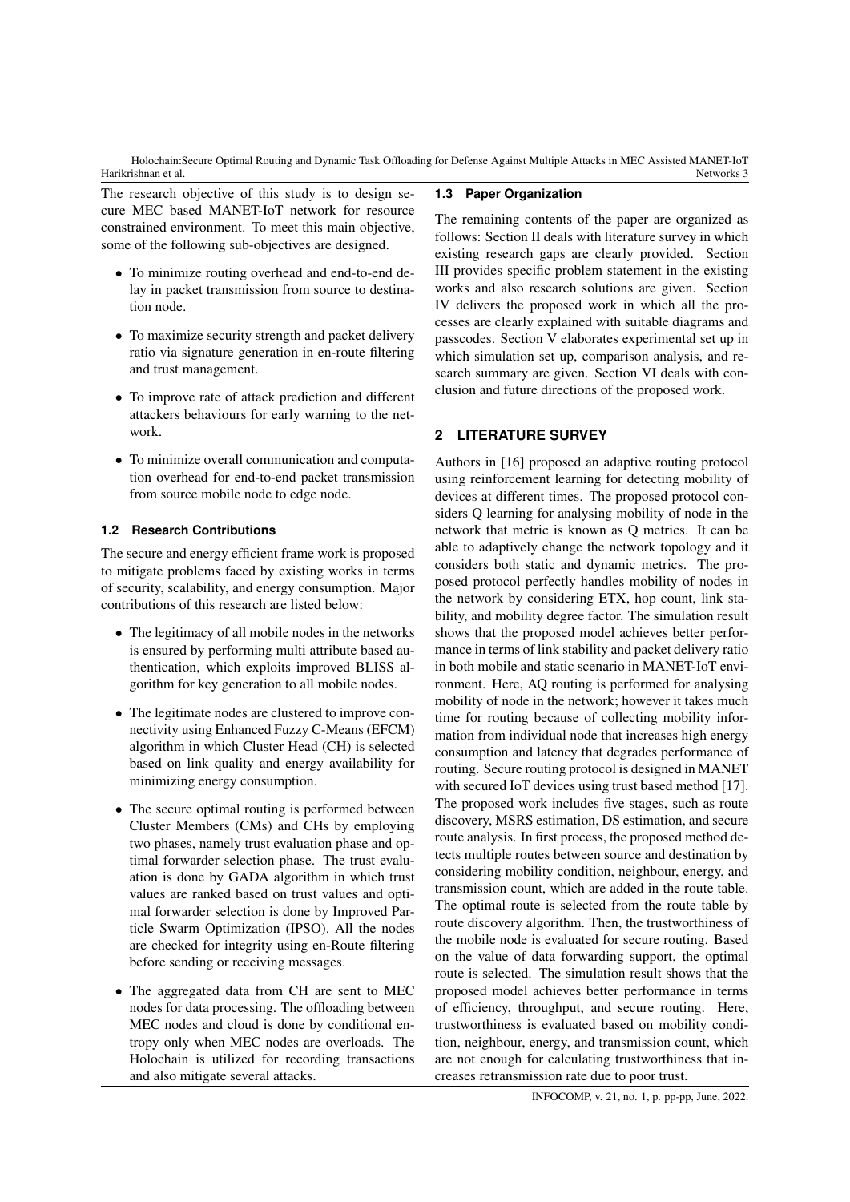The research objective of this study is to design secure MEC based MANET-IoT network for resource constrained environment. To meet this main objective, some of the following sub-objectives are designed.

- To minimize routing overhead and end-to-end delay in packet transmission from source to destination node.
- To maximize security strength and packet delivery ratio via signature generation in en-route filtering and trust management.
- To improve rate of attack prediction and different attackers behaviours for early warning to the network.
- To minimize overall communication and computation overhead for end-to-end packet transmission from source mobile node to edge node.

### 1.2 Research Contributions

The secure and energy efficient frame work is proposed to mitigate problems faced by existing works in terms of security, scalability, and energy consumption. Major contributions of this research are listed below:

- The legitimacy of all mobile nodes in the networks is ensured by performing multi attribute based authentication, which exploits improved BLISS algorithm for key generation to all mobile nodes.
- The legitimate nodes are clustered to improve connectivity using Enhanced Fuzzy C-Means (EFCM) algorithm in which Cluster Head (CH) is selected based on link quality and energy availability for minimizing energy consumption.
- The secure optimal routing is performed between Cluster Members (CMs) and CHs by employing two phases, namely trust evaluation phase and optimal forwarder selection phase. The trust evaluation is done by GADA algorithm in which trust values are ranked based on trust values and optimal forwarder selection is done by Improved Particle Swarm Optimization (IPSO). All the nodes are checked for integrity using en-Route filtering before sending or receiving messages.
- The aggregated data from CH are sent to MEC nodes for data processing. The offloading between MEC nodes and cloud is done by conditional entropy only when MEC nodes are overloads. The Holochain is utilized for recording transactions and also mitigate several attacks.

### 1.3 Paper Organization

The remaining contents of the paper are organized as follows: Section II deals with literature survey in which existing research gaps are clearly provided. Section III provides specific problem statement in the existing works and also research solutions are given. Section IV delivers the proposed work in which all the processes are clearly explained with suitable diagrams and passcodes. Section V elaborates experimental set up in which simulation set up, comparison analysis, and research summary are given. Section VI deals with conclusion and future directions of the proposed work.

## 2 LITERATURE SURVEY

Authors in [16] proposed an adaptive routing protocol using reinforcement learning for detecting mobility of devices at different times. The proposed protocol considers Q learning for analysing mobility of node in the network that metric is known as Q metrics. It can be able to adaptively change the network topology and it considers both static and dynamic metrics. The proposed protocol perfectly handles mobility of nodes in the network by considering ETX, hop count, link stability, and mobility degree factor. The simulation result shows that the proposed model achieves better performance in terms of link stability and packet delivery ratio in both mobile and static scenario in MANET-IoT environment. Here, AQ routing is performed for analysing mobility of node in the network; however it takes much time for routing because of collecting mobility information from individual node that increases high energy consumption and latency that degrades performance of routing. Secure routing protocol is designed in MANET with secured IoT devices using trust based method [17]. The proposed work includes five stages, such as route discovery, MSRS estimation, DS estimation, and secure route analysis. In first process, the proposed method detects multiple routes between source and destination by considering mobility condition, neighbour, energy, and transmission count, which are added in the route table. The optimal route is selected from the route table by route discovery algorithm. Then, the trustworthiness of the mobile node is evaluated for secure routing. Based on the value of data forwarding support, the optimal route is selected. The simulation result shows that the proposed model achieves better performance in terms of efficiency, throughput, and secure routing. Here, trustworthiness is evaluated based on mobility condition, neighbour, energy, and transmission count, which are not enough for calculating trustworthiness that increases retransmission rate due to poor trust.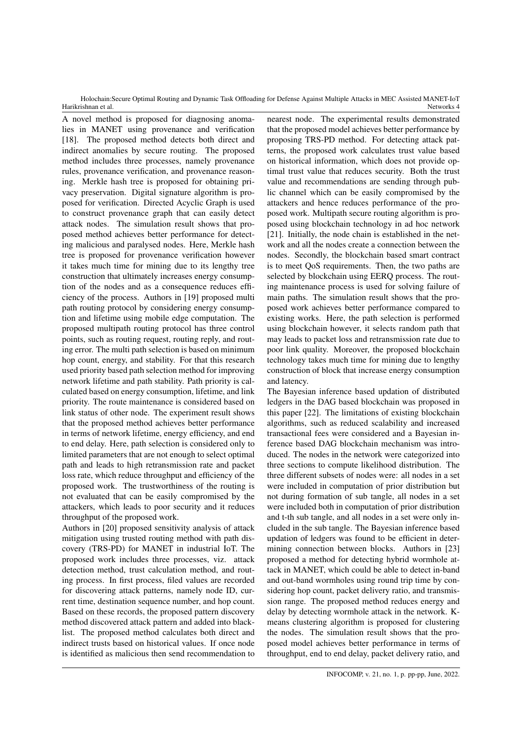A novel method is proposed for diagnosing anomalies in MANET using provenance and verification [18]. The proposed method detects both direct and indirect anomalies by secure routing. The proposed method includes three processes, namely provenance rules, provenance verification, and provenance reasoning. Merkle hash tree is proposed for obtaining privacy preservation. Digital signature algorithm is proposed for verification. Directed Acyclic Graph is used to construct provenance graph that can easily detect attack nodes. The simulation result shows that proposed method achieves better performance for detecting malicious and paralysed nodes. Here, Merkle hash tree is proposed for provenance verification however it takes much time for mining due to its lengthy tree construction that ultimately increases energy consumption of the nodes and as a consequence reduces efficiency of the process. Authors in [19] proposed multi path routing protocol by considering energy consumption and lifetime using mobile edge computation. The proposed multipath routing protocol has three control points, such as routing request, routing reply, and routing error. The multi path selection is based on minimum hop count, energy, and stability. For that this research used priority based path selection method for improving network lifetime and path stability. Path priority is calculated based on energy consumption, lifetime, and link priority. The route maintenance is considered based on link status of other node. The experiment result shows that the proposed method achieves better performance in terms of network lifetime, energy efficiency, and end to end delay. Here, path selection is considered only to limited parameters that are not enough to select optimal path and leads to high retransmission rate and packet loss rate, which reduce throughput and efficiency of the proposed work. The trustworthiness of the routing is not evaluated that can be easily compromised by the attackers, which leads to poor security and it reduces throughput of the proposed work.

Authors in [20] proposed sensitivity analysis of attack mitigation using trusted routing method with path discovery (TRS-PD) for MANET in industrial IoT. The proposed work includes three processes, viz. attack detection method, trust calculation method, and routing process. In first process, filed values are recorded for discovering attack patterns, namely node ID, current time, destination sequence number, and hop count. Based on these records, the proposed pattern discovery method discovered attack pattern and added into blacklist. The proposed method calculates both direct and indirect trusts based on historical values. If once node is identified as malicious then send recommendation to nearest node. The experimental results demonstrated that the proposed model achieves better performance by proposing TRS-PD method. For detecting attack patterns, the proposed work calculates trust value based on historical information, which does not provide optimal trust value that reduces security. Both the trust value and recommendations are sending through public channel which can be easily compromised by the attackers and hence reduces performance of the proposed work. Multipath secure routing algorithm is proposed using blockchain technology in ad hoc network [21]. Initially, the node chain is established in the network and all the nodes create a connection between the nodes. Secondly, the blockchain based smart contract is to meet QoS requirements. Then, the two paths are selected by blockchain using EERQ process. The routing maintenance process is used for solving failure of main paths. The simulation result shows that the proposed work achieves better performance compared to existing works. Here, the path selection is performed using blockchain however, it selects random path that may leads to packet loss and retransmission rate due to poor link quality. Moreover, the proposed blockchain technology takes much time for mining due to lengthy construction of block that increase energy consumption and latency.

The Bayesian inference based updation of distributed ledgers in the DAG based blockchain was proposed in this paper [22]. The limitations of existing blockchain algorithms, such as reduced scalability and increased transactional fees were considered and a Bayesian inference based DAG blockchain mechanism was introduced. The nodes in the network were categorized into three sections to compute likelihood distribution. The three different subsets of nodes were: all nodes in a set were included in computation of prior distribution but not during formation of sub tangle, all nodes in a set were included both in computation of prior distribution and t-th sub tangle, and all nodes in a set were only included in the sub tangle. The Bayesian inference based updation of ledgers was found to be efficient in determining connection between blocks. Authors in [23] proposed a method for detecting hybrid wormhole attack in MANET, which could be able to detect in-band and out-band wormholes using round trip time by considering hop count, packet delivery ratio, and transmission range. The proposed method reduces energy and delay by detecting wormhole attack in the network. K-means clustering algorithm is proposed for clustering the nodes. The simulation result shows that the proposed model achieves better performance in terms of throughput, end to end delay, packet delivery ratio, and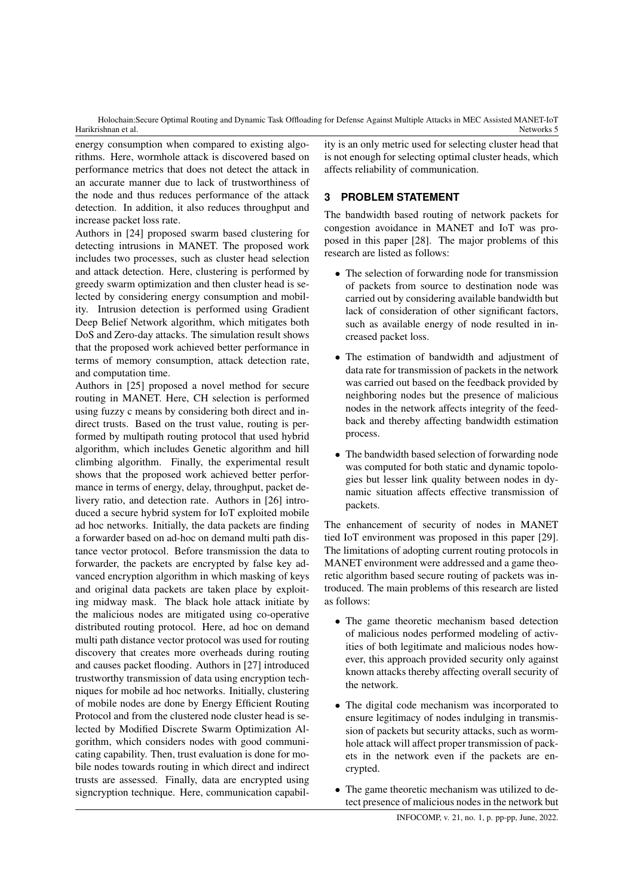energy consumption when compared to existing algorithms. Here, wormhole attack is discovered based on performance metrics that does not detect the attack in an accurate manner due to lack of trustworthiness of the node and thus reduces performance of the attack detection. In addition, it also reduces throughput and increase packet loss rate.

Authors in [24] proposed swarm based clustering for detecting intrusions in MANET. The proposed work includes two processes, such as cluster head selection and attack detection. Here, clustering is performed by greedy swarm optimization and then cluster head is selected by considering energy consumption and mobility. Intrusion detection is performed using Gradient Deep Belief Network algorithm, which mitigates both DoS and Zero-day attacks. The simulation result shows that the proposed work achieved better performance in terms of memory consumption, attack detection rate, and computation time.

Authors in [25] proposed a novel method for secure routing in MANET. Here, CH selection is performed using fuzzy c means by considering both direct and indirect trusts. Based on the trust value, routing is performed by multipath routing protocol that used hybrid algorithm, which includes Genetic algorithm and hill climbing algorithm. Finally, the experimental result shows that the proposed work achieved better performance in terms of energy, delay, throughput, packet delivery ratio, and detection rate. Authors in [26] introduced a secure hybrid system for IoT exploited mobile ad hoc networks. Initially, the data packets are finding a forwarder based on ad-hoc on demand multi path distance vector protocol. Before transmission the data to forwarder, the packets are encrypted by false key advanced encryption algorithm in which masking of keys and original data packets are taken place by exploiting midway mask. The black hole attack initiate by the malicious nodes are mitigated using co-operative distributed routing protocol. Here, ad hoc on demand multi path distance vector protocol was used for routing discovery that creates more overheads during routing and causes packet flooding. Authors in [27] introduced trustworthy transmission of data using encryption techniques for mobile ad hoc networks. Initially, clustering of mobile nodes are done by Energy Efficient Routing Protocol and from the clustered node cluster head is selected by Modified Discrete Swarm Optimization Algorithm, which considers nodes with good communicating capability. Then, trust evaluation is done for mobile nodes towards routing in which direct and indirect trusts are assessed. Finally, data are encrypted using signcryption technique. Here, communication capability is an only metric used for selecting cluster head that is not enough for selecting optimal cluster heads, which affects reliability of communication.

## 3 PROBLEM STATEMENT

The bandwidth based routing of network packets for congestion avoidance in MANET and IoT was proposed in this paper [28]. The major problems of this research are listed as follows:

- The selection of forwarding node for transmission of packets from source to destination node was carried out by considering available bandwidth but lack of consideration of other significant factors, such as available energy of node resulted in increased packet loss.
- The estimation of bandwidth and adjustment of data rate for transmission of packets in the network was carried out based on the feedback provided by neighboring nodes but the presence of malicious nodes in the network affects integrity of the feedback and thereby affecting bandwidth estimation process.
- The bandwidth based selection of forwarding node was computed for both static and dynamic topologies but lesser link quality between nodes in dynamic situation affects effective transmission of packets.

The enhancement of security of nodes in MANET tied IoT environment was proposed in this paper [29]. The limitations of adopting current routing protocols in MANET environment were addressed and a game theoretic algorithm based secure routing of packets was introduced. The main problems of this research are listed as follows:

- The game theoretic mechanism based detection of malicious nodes performed modeling of activities of both legitimate and malicious nodes however, this approach provided security only against known attacks thereby affecting overall security of the network.
- The digital code mechanism was incorporated to ensure legitimacy of nodes indulging in transmission of packets but security attacks, such as wormhole attack will affect proper transmission of packets in the network even if the packets are encrypted.
- The game theoretic mechanism was utilized to detect presence of malicious nodes in the network but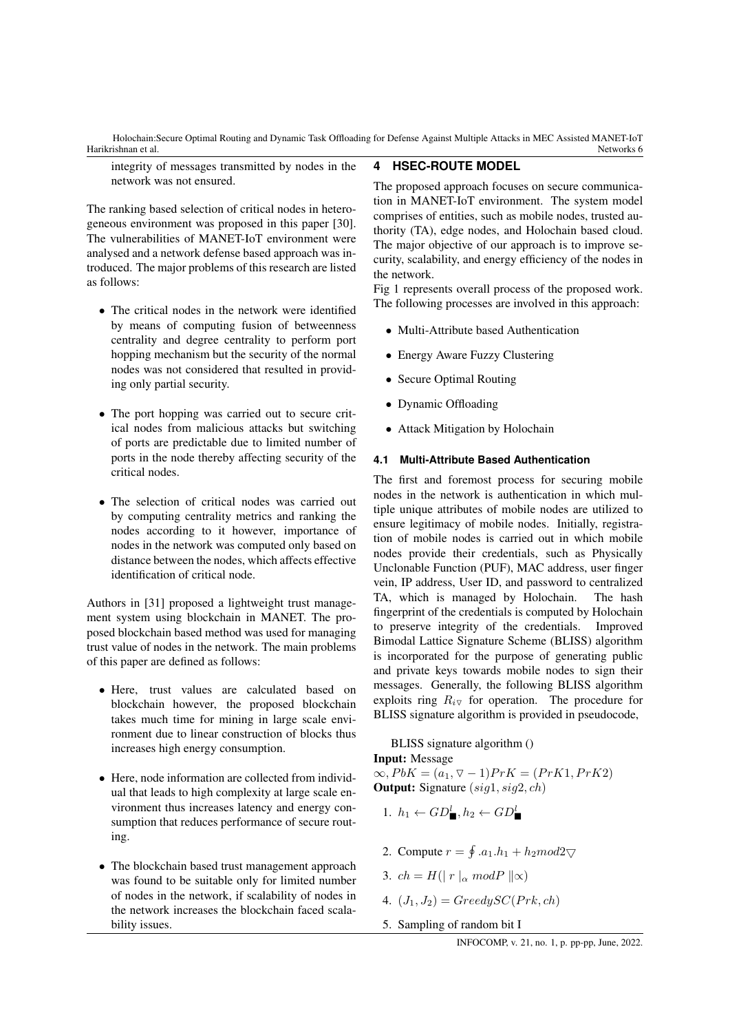integrity of messages transmitted by nodes in the network was not ensured.

The ranking based selection of critical nodes in heterogeneous environment was proposed in this paper [30]. The vulnerabilities of MANET-IoT environment were analysed and a network defense based approach was introduced. The major problems of this research are listed as follows:

- The critical nodes in the network were identified by means of computing fusion of betweenness centrality and degree centrality to perform port hopping mechanism but the security of the normal nodes was not considered that resulted in providing only partial security.
- The port hopping was carried out to secure critical nodes from malicious attacks but switching of ports are predictable due to limited number of ports in the node thereby affecting security of the critical nodes.
- The selection of critical nodes was carried out by computing centrality metrics and ranking the nodes according to it however, importance of nodes in the network was computed only based on distance between the nodes, which affects effective identification of critical node.

Authors in [31] proposed a lightweight trust management system using blockchain in MANET. The proposed blockchain based method was used for managing trust value of nodes in the network. The main problems of this paper are defined as follows:

- Here, trust values are calculated based on blockchain however, the proposed blockchain takes much time for mining in large scale environment due to linear construction of blocks thus increases high energy consumption.
- Here, node information are collected from individual that leads to high complexity at large scale environment thus increases latency and energy consumption that reduces performance of secure routing.
- The blockchain based trust management approach was found to be suitable only for limited number of nodes in the network, if scalability of nodes in the network increases the blockchain faced scalability issues.

# 4 HSEC-ROUTE MODEL

The proposed approach focuses on secure communication in MANET-IoT environment. The system model comprises of entities, such as mobile nodes, trusted authority (TA), edge nodes, and Holochain based cloud. The major objective of our approach is to improve security, scalability, and energy efficiency of the nodes in the network.

Fig 1 represents overall process of the proposed work. The following processes are involved in this approach:

- Multi-Attribute based Authentication
- Energy Aware Fuzzy Clustering
- Secure Optimal Routing
- Dynamic Offloading
- Attack Mitigation by Holochain

## 4.1 Multi-Attribute Based Authentication

The first and foremost process for securing mobile nodes in the network is authentication in which multiple unique attributes of mobile nodes are utilized to ensure legitimacy of mobile nodes. Initially, registration of mobile nodes is carried out in which mobile nodes provide their credentials, such as Physically Unclonable Function (PUF), MAC address, user finger vein, IP address, User ID, and password to centralized TA, which is managed by Holochain. The hash fingerprint of the credentials is computed by Holochain to preserve integrity of the credentials. Improved Bimodal Lattice Signature Scheme (BLISS) algorithm is incorporated for the purpose of generating public and private keys towards mobile nodes to sign their messages. Generally, the following BLISS algorithm exploits ring $R_{i\bigtriangledown}$ for operation. The procedure for BLISS signature algorithm is provided in pseudocode,

BLISS signature algorithm ()

**Input:** Message $\infty, PbK = (a_1, \bigtriangledown - 1) PrK = (PrK1, PrK2)$

**Output:** Signature $(sig1, sig2, ch)$

1. $h_1 \leftarrow GD^l_{\blacksquare}, h_2 \leftarrow GD^l_{\blacksquare}$
2. Compute $r = \oint .a_1.h_1 + h_2 mod 2\bigtriangledown$
3. $ch = H(| \; r \; |_\alpha \; modP \; \| \infty)$
4. $(J_1, J_2) = GreedySC(Prk, ch)$
5. Sampling of random bit I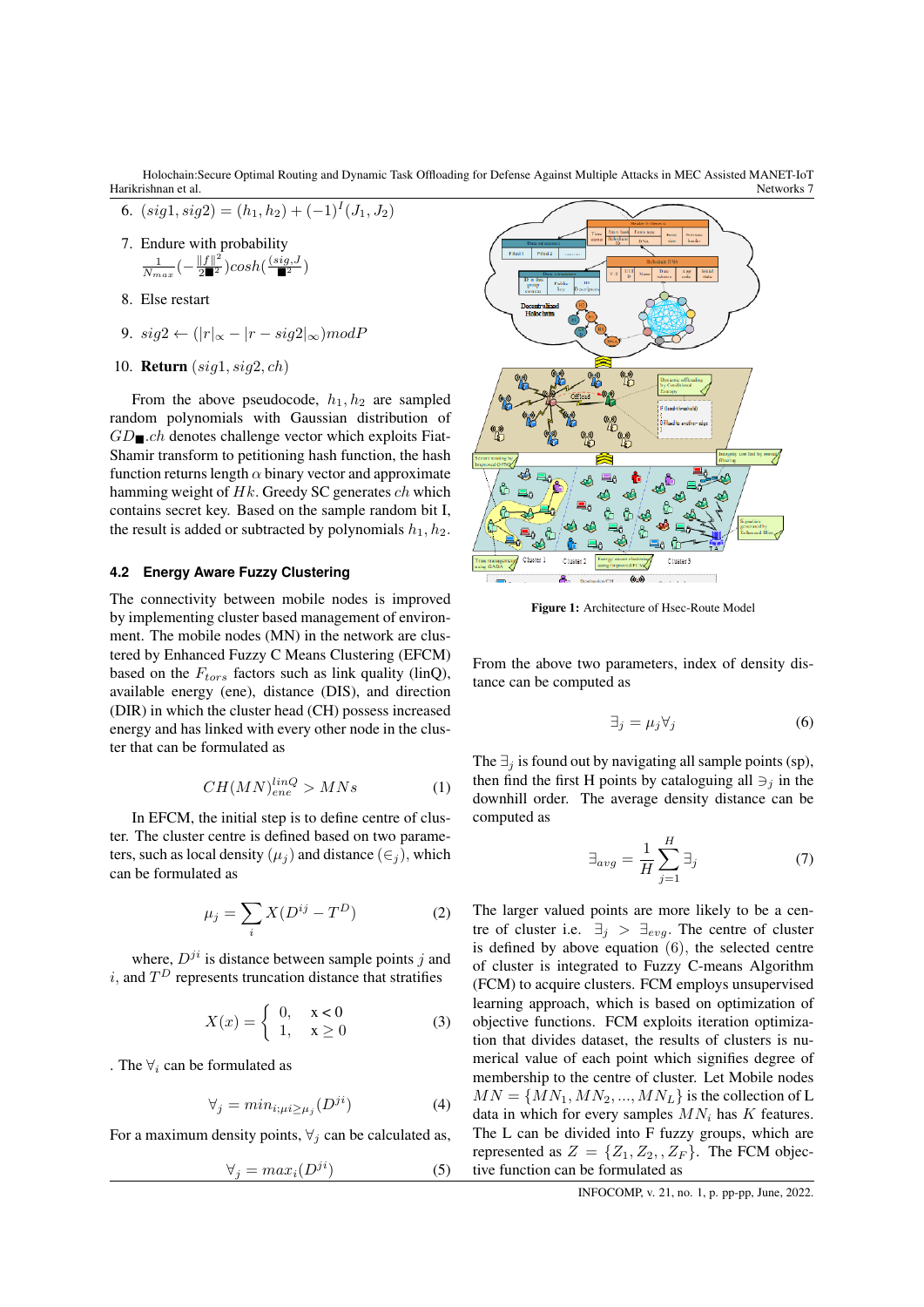6. $(sig1, sig2) = (h_1, h_2) + (-1)^I (J_1, J_2)$

7. Endure with probability $\frac{1}{N_{max}}(-\frac{\|f\|^2}{2■^2})cosh(\frac{\langle sig, J\rangle}{■^2})$

8. Else restart

9. $sig2 \leftarrow (|r|_\infty - |r - sig2|_\infty) modP$

10. **Return** $(sig1, sig2, ch)$

From the above pseudocode, $h_1, h_2$ are sampled random polynomials with Gaussian distribution of $GD_■.ch$ denotes challenge vector which exploits Fiat-Shamir transform to petitioning hash function, the hash function returns length $\alpha$ binary vector and approximate hamming weight of $Hk$. Greedy SC generates $ch$ which contains secret key. Based on the sample random bit I, the result is added or subtracted by polynomials $h_1, h_2$.

### 4.2 Energy Aware Fuzzy Clustering

The connectivity between mobile nodes is improved by implementing cluster based management of environment. The mobile nodes (MN) in the network are clustered by Enhanced Fuzzy C Means Clustering (EFCM) based on the $F_{tors}$ factors such as link quality (linQ), available energy (ene), distance (DIS), and direction (DIR) in which the cluster head (CH) possess increased energy and has linked with every other node in the cluster that can be formulated as

$$CH(MN)_{ene}^{linQ} > MNs \tag{1}$$

In EFCM, the initial step is to define centre of cluster. The cluster centre is defined based on two parameters, such as local density $(\mu_j)$ and distance $(\in_j)$, which can be formulated as

$$\mu_j = \sum_i X(D^{ij} - T^D) \tag{2}$$

where, $D^{ji}$ is distance between sample points $j$ and $i$, and $T^D$ represents truncation distance that stratifies

$$X(x) = \begin{cases} 0, & x < 0 \\ 1, & x \geq 0 \end{cases} \tag{3}$$

. The $\forall_i$ can be formulated as

$$\forall_j = min_{i;\mu i \geq \mu_j}(D^{ji}) \tag{4}$$

For a maximum density points, $\forall_j$ can be calculated as,

$$\forall_j = max_i(D^{ji}) \tag{5}$$

Figure 1: Architecture of Hsec-Route Model

From the above two parameters, index of density distance can be computed as

$$\exists_j = \mu_j \forall_j \tag{6}$$

The $\exists_j$ is found out by navigating all sample points (sp), then find the first H points by cataloguing all $\ni_j$ in the downhill order. The average density distance can be computed as

$$\exists_{avg} = \frac{1}{H}\sum_{j=1}^{H} \exists_j \tag{7}$$

The larger valued points are more likely to be a centre of cluster i.e. $\exists_j > \exists_{evg}$. The centre of cluster is defined by above equation (6), the selected centre of cluster is integrated to Fuzzy C-means Algorithm (FCM) to acquire clusters. FCM employs unsupervised learning approach, which is based on optimization of objective functions. FCM exploits iteration optimization that divides dataset, the results of clusters is numerical value of each point which signifies degree of membership to the centre of cluster. Let Mobile nodes $MN = \{MN_1, MN_2, ..., MN_L\}$ is the collection of L data in which for every samples $MN_i$ has $K$ features. The L can be divided into F fuzzy groups, which are represented as $Z = \{Z_1, Z_2, , Z_F\}$. The FCM objective function can be formulated as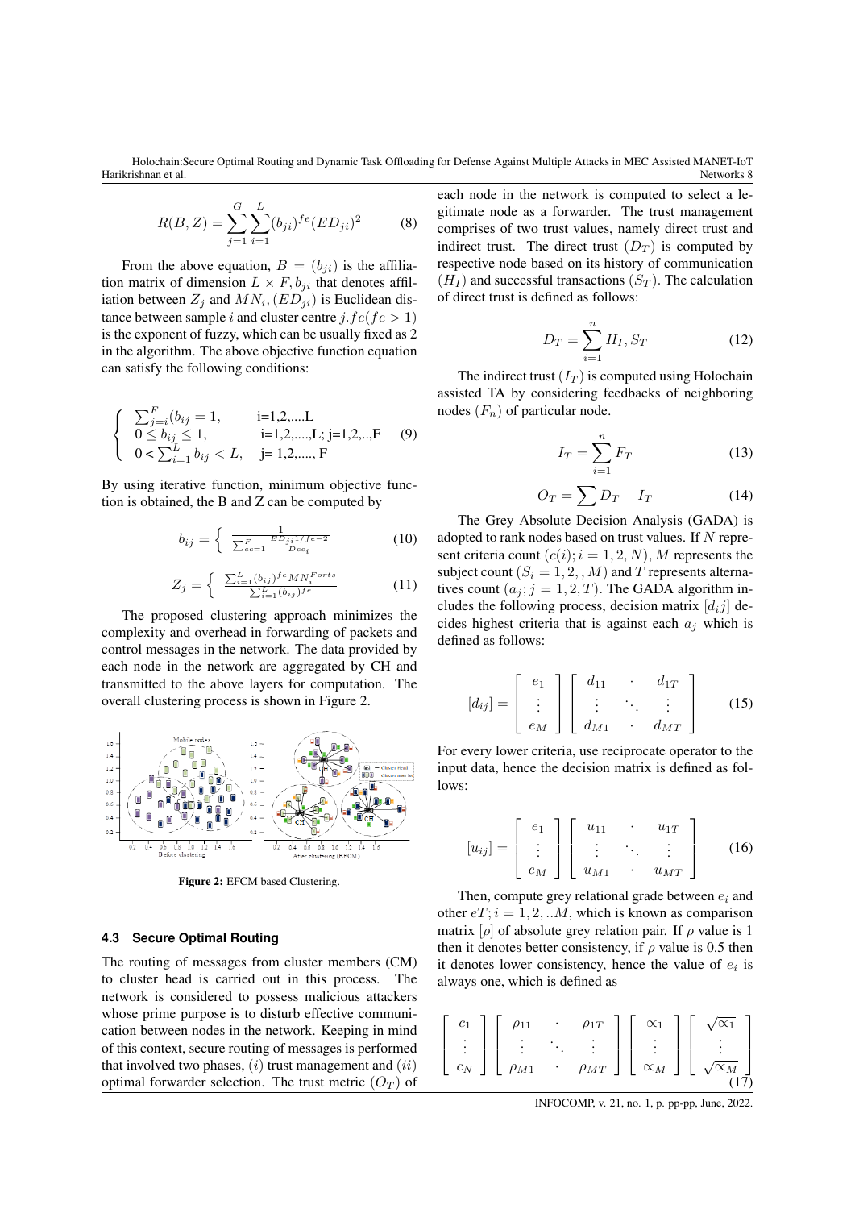$$R(B,Z) = \sum_{j=1}^{G}\sum_{i=1}^{L}(b_{ji})^{fe}(ED_{ji})^2 \tag{8}$$

From the above equation, $B = (b_{ji})$ is the affiliation matrix of dimension $L \times F, b_{ji}$ that denotes affiliation between $Z_j$ and $MN_i, (ED_{ji})$ is Euclidean distance between sample $i$ and cluster centre $j.fe(fe > 1)$ is the exponent of fuzzy, which can be usually fixed as 2 in the algorithm. The above objective function equation can satisfy the following conditions:

$$\begin{cases} \sum_{j=i}^{F}(b_{ij} = 1, & \text{i=1,2,....L} \\ 0 \leq b_{ij} \leq 1, & \text{i=1,2,....,L; j=1,2,..,F} \\ 0 < \sum_{i=1}^{L} b_{ij} < L, & \text{j= 1,2,...., F} \end{cases} \tag{9}$$

By using iterative function, minimum objective function is obtained, the B and Z can be computed by

$$b_{ij} = \left\{ \frac{1}{\sum_{cc=1}^{F} \frac{ED_{ji}{}^{1/fe-2}}{Dcc_i}} \right. \tag{10}$$

$$Z_j = \left\{ \frac{\sum_{i=1}^{L}(b_{ij})^{fe} MN_i^{Forts}}{\sum_{i=1}^{L}(b_{ij})^{fe}} \right. \tag{11}$$

The proposed clustering approach minimizes the complexity and overhead in forwarding of packets and control messages in the network. The data provided by each node in the network are aggregated by CH and transmitted to the above layers for computation. The overall clustering process is shown in Figure 2.

**Figure 2:** EFCM based Clustering.

### 4.3 Secure Optimal Routing

The routing of messages from cluster members (CM) to cluster head is carried out in this process. The network is considered to possess malicious attackers whose prime purpose is to disturb effective communication between nodes in the network. Keeping in mind of this context, secure routing of messages is performed that involved two phases, $(i)$ trust management and $(ii)$ optimal forwarder selection. The trust metric $(O_T)$ of each node in the network is computed to select a legitimate node as a forwarder. The trust management comprises of two trust values, namely direct trust and indirect trust. The direct trust $(D_T)$ is computed by respective node based on its history of communication $(H_I)$ and successful transactions $(S_T)$. The calculation of direct trust is defined as follows:

$$D_T = \sum_{i=1}^{n} H_I, S_T \tag{12}$$

The indirect trust $(I_T)$ is computed using Holochain assisted TA by considering feedbacks of neighboring nodes $(F_n)$ of particular node.

$$I_T = \sum_{i=1}^{n} F_T \tag{13}$$

$$O_T = \sum D_T + I_T \tag{14}$$

The Grey Absolute Decision Analysis (GADA) is adopted to rank nodes based on trust values. If $N$ represent criteria count $(c(i); i = 1, 2, N)$, $M$ represents the subject count $(S_i = 1, 2, , M)$ and $T$ represents alternatives count $(a_j; j = 1, 2, T)$. The GADA algorithm includes the following process, decision matrix $[d_ij]$ decides highest criteria that is against each $a_j$ which is defined as follows:

$$[d_{ij}] = \begin{bmatrix} e_1 \\ \vdots \\ e_M \end{bmatrix} \begin{bmatrix} d_{11} & \cdot & d_{1T} \\ \vdots & \ddots & \vdots \\ d_{M1} & \cdot & d_{MT} \end{bmatrix} \tag{15}$$

For every lower criteria, use reciprocate operator to the input data, hence the decision matrix is defined as follows:

$$[u_{ij}] = \begin{bmatrix} e_1 \\ \vdots \\ e_M \end{bmatrix} \begin{bmatrix} u_{11} & \cdot & u_{1T} \\ \vdots & \ddots & \vdots \\ u_{M1} & \cdot & u_{MT} \end{bmatrix} \tag{16}$$

Then, compute grey relational grade between $e_i$ and other $eT; i = 1, 2, ..M$, which is known as comparison matrix $[\rho]$ of absolute grey relation pair. If $\rho$ value is 1 then it denotes better consistency, if $\rho$ value is 0.5 then it denotes lower consistency, hence the value of $e_i$ is always one, which is defined as

$$\begin{bmatrix} c_1 \\ \vdots \\ c_N \end{bmatrix} \begin{bmatrix} \rho_{11} & \cdot & \rho_{1T} \\ \vdots & \ddots & \vdots \\ \rho_{M1} & \cdot & \rho_{MT} \end{bmatrix} \begin{bmatrix} \propto_1 \\ \vdots \\ \propto_M \end{bmatrix} \begin{bmatrix} \sqrt{\propto_1} \\ \vdots \\ \sqrt{\propto_M} \end{bmatrix} \tag{17}$$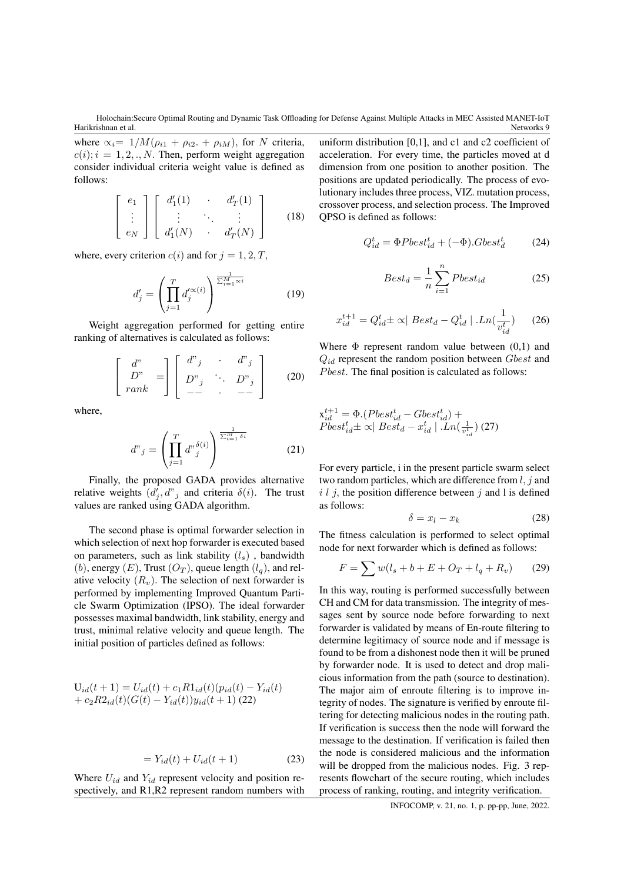where $\propto_i = 1/M(\rho_{i1} + \rho_{i2}. + \rho_{iM})$, for $N$ criteria, $c(i); i = 1, 2, ., N$. Then, perform weight aggregation consider individual criteria weight value is defined as follows:

$$\begin{bmatrix} e_1 \\ \vdots \\ e_N \end{bmatrix} \begin{bmatrix} d'_1(1) & \cdot & d'_T(1) \\ \vdots & \ddots & \vdots \\ d'_1(N) & \cdot & d'_T(N) \end{bmatrix} \tag{18}$$

where, every criterion $c(i)$ and for $j = 1, 2, T$,

$$d'_j = \left( \prod_{j=1}^{T} d'^{\propto(i)}_j \right)^{\frac{1}{\sum_{i=1}^{M} \propto i}} \tag{19}$$

Weight aggregation performed for getting entire ranking of alternatives is calculated as follows:

$$\begin{bmatrix} d" \\ D" \\ rank \end{bmatrix} = \begin{bmatrix} d"_j & \cdot & d"_j \\ D"_j & \ddots & D"_j \\ -- & \cdot & -- \end{bmatrix} \tag{20}$$

where,

$$d"_j = \left( \prod_{j=1}^{T} d"^{\delta(i)}_j \right)^{\frac{1}{\sum_{i=1}^{M} \delta i}} \tag{21}$$

Finally, the proposed GADA provides alternative relative weights $(d'_j, d"_j$ and criteria $\delta(i)$. The trust values are ranked using GADA algorithm.

The second phase is optimal forwarder selection in which selection of next hop forwarder is executed based on parameters, such as link stability $(l_s)$ , bandwidth $(b)$, energy $(E)$, Trust $(O_T)$, queue length $(l_q)$, and relative velocity $(R_v)$. The selection of next forwarder is performed by implementing Improved Quantum Particle Swarm Optimization (IPSO). The ideal forwarder possesses maximal bandwidth, link stability, energy and trust, minimal relative velocity and queue length. The initial position of particles defined as follows:

$$U_{id}(t+1) = U_{id}(t) + c_1 R1_{id}(t)(p_{id}(t) - Y_{id}(t) + c_2 R2_{id}(t)(G(t) - Y_{id}(t)) y_{id}(t+1) \tag{22}$$

$$= Y_{id}(t) + U_{id}(t+1) \tag{23}$$

Where $U_{id}$ and $Y_{id}$ represent velocity and position respectively, and R1,R2 represent random numbers with uniform distribution [0,1], and c1 and c2 coefficient of acceleration. For every time, the particles moved at d dimension from one position to another position. The positions are updated periodically. The process of evolutionary includes three process, VIZ. mutation process, crossover process, and selection process. The Improved QPSO is defined as follows:

$$Q^t_{id} = \Phi Pbest^t_{id} + (-\Phi).Gbest^t_d \tag{24}$$

$$Best_d = \frac{1}{n} \sum_{i=1}^{n} Pbest_{id} \tag{25}$$

$$x^{t+1}_{id} = Q^t_{id} \pm \propto \mid Best_d - Q^t_{id} \mid .Ln(\frac{1}{v^t_{id}}) \tag{26}$$

Where $\Phi$ represent random value between (0,1) and $Q_{id}$ represent the random position between $Gbest$ and $Pbest$. The final position is calculated as follows:

$$x^{t+1}_{id} = \Phi.(Pbest^t_{id} - Gbest^t_{id}) + Pbest^t_{id} \pm \propto \mid Best_d - x^t_{id} \mid .Ln(\frac{1}{v^t_{id}}) \tag{27}$$

For every particle, i in the present particle swarm select two random particles, which are difference from $l, j$ and $i\ l\ j$, the position difference between $j$ and l is defined as follows:

$$\delta = x_l - x_k \tag{28}$$

The fitness calculation is performed to select optimal node for next forwarder which is defined as follows:

$$F = \sum w(l_s + b + E + O_T + l_q + R_v) \tag{29}$$

In this way, routing is performed successfully between CH and CM for data transmission. The integrity of messages sent by source node before forwarding to next forwarder is validated by means of En-route filtering to determine legitimacy of source node and if message is found to be from a dishonest node then it will be pruned by forwarder node. It is used to detect and drop malicious information from the path (source to destination). The major aim of enroute filtering is to improve integrity of nodes. The signature is verified by enroute filtering for detecting malicious nodes in the routing path. If verification is success then the node will forward the message to the destination. If verification is failed then the node is considered malicious and the information will be dropped from the malicious nodes. Fig. 3 represents flowchart of the secure routing, which includes process of ranking, routing, and integrity verification.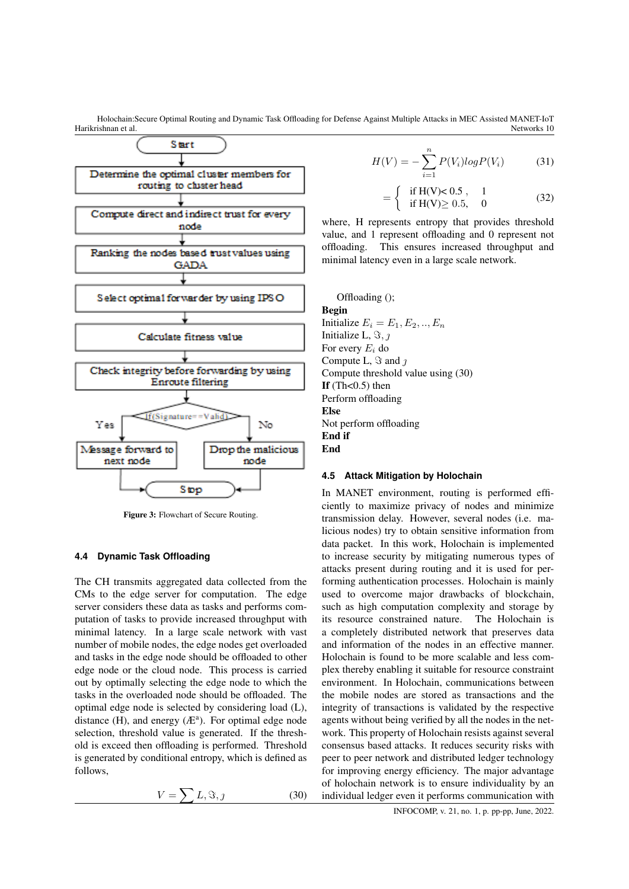Start

Determine the optimal cluster members for routing to cluster head

Compute direct and indirect trust for every node

Ranking the nodes based trust values using GADA

Select optimal forwarder by using IPSO

Calculate fitness value

Check integrity before forwarding by using Enroute filtering

If(Signature==Valid)

Yes: Message forward to next node

No: Drop the malicious node

Stop

**Figure 3:** Flowchart of Secure Routing.

### 4.4 Dynamic Task Offloading

The CH transmits aggregated data collected from the CMs to the edge server for computation. The edge server considers these data as tasks and performs computation of tasks to provide increased throughput with minimal latency. In a large scale network with vast number of mobile nodes, the edge nodes get overloaded and tasks in the edge node should be offloaded to other edge node or the cloud node. This process is carried out by optimally selecting the edge node to which the tasks in the overloaded node should be offloaded. The optimal edge node is selected by considering load (L), distance (H), and energy (Æª). For optimal edge node selection, threshold value is generated. If the threshold is exceed then offloading is performed. Threshold is generated by conditional entropy, which is defined as follows,

$$V = \sum L, \Im, \jmath \tag{30}$$

$$H(V) = -\sum_{i=1}^{n} P(V_i) log P(V_i) \tag{31}$$

$$= \begin{cases} \text{if H(V)< 0.5 ,} & 1 \\ \text{if H(V)} \geq 0.5, & 0 \end{cases} \tag{32}$$

where, H represents entropy that provides threshold value, and 1 represent offloading and 0 represent not offloading. This ensures increased throughput and minimal latency even in a large scale network.

Offloading ();
**Begin**
Initialize $E_i = E_1, E_2, .., E_n$
Initialize L, $\Im, \jmath$
For every $E_i$ do
Compute L, $\Im$ and $\jmath$
Compute threshold value using (30)
**If** (Th<0.5) then
Perform offloading
**Else**
Not perform offloading
**End if**
**End**

### 4.5 Attack Mitigation by Holochain

In MANET environment, routing is performed efficiently to maximize privacy of nodes and minimize transmission delay. However, several nodes (i.e. malicious nodes) try to obtain sensitive information from data packet. In this work, Holochain is implemented to increase security by mitigating numerous types of attacks present during routing and it is used for performing authentication processes. Holochain is mainly used to overcome major drawbacks of blockchain, such as high computation complexity and storage by its resource constrained nature. The Holochain is a completely distributed network that preserves data and information of the nodes in an effective manner. Holochain is found to be more scalable and less complex thereby enabling it suitable for resource constraint environment. In Holochain, communications between the mobile nodes are stored as transactions and the integrity of transactions is validated by the respective agents without being verified by all the nodes in the network. This property of Holochain resists against several consensus based attacks. It reduces security risks with peer to peer network and distributed ledger technology for improving energy efficiency. The major advantage of holochain network is to ensure individuality by an individual ledger even it performs communication with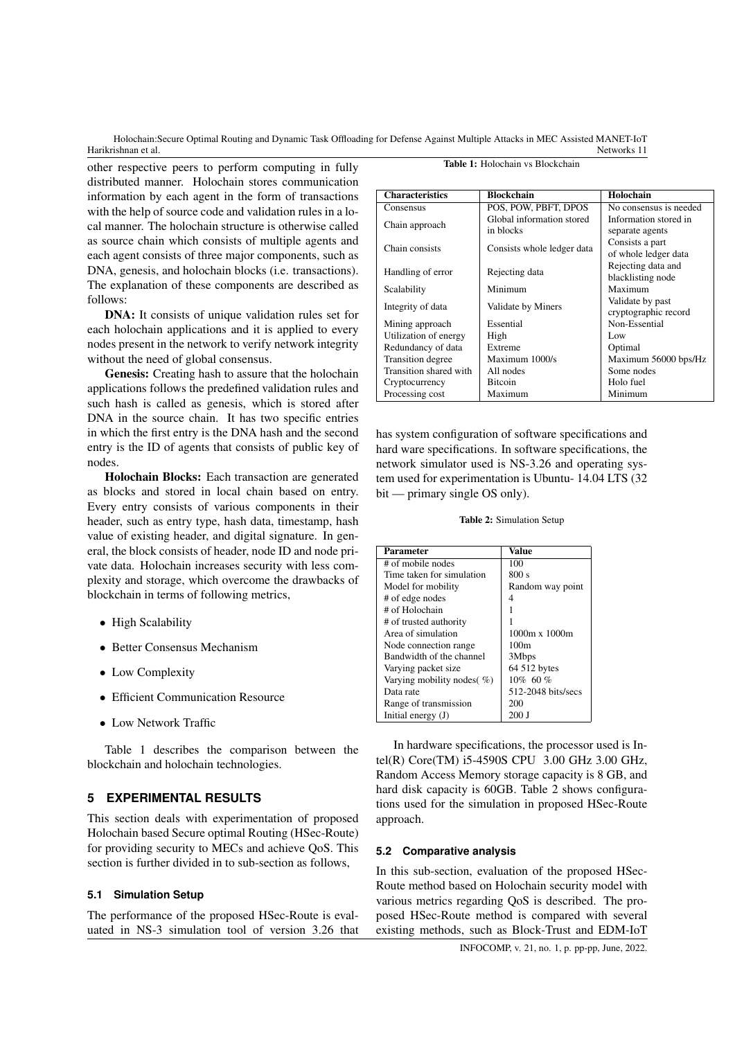other respective peers to perform computing in fully distributed manner. Holochain stores communication information by each agent in the form of transactions with the help of source code and validation rules in a local manner. The holochain structure is otherwise called as source chain which consists of multiple agents and each agent consists of three major components, such as DNA, genesis, and holochain blocks (i.e. transactions). The explanation of these components are described as follows:

**DNA:** It consists of unique validation rules set for each holochain applications and it is applied to every nodes present in the network to verify network integrity without the need of global consensus.

**Genesis:** Creating hash to assure that the holochain applications follows the predefined validation rules and such hash is called as genesis, which is stored after DNA in the source chain. It has two specific entries in which the first entry is the DNA hash and the second entry is the ID of agents that consists of public key of nodes.

**Holochain Blocks:** Each transaction are generated as blocks and stored in local chain based on entry. Every entry consists of various components in their header, such as entry type, hash data, timestamp, hash value of existing header, and digital signature. In general, the block consists of header, node ID and node private data. Holochain increases security with less complexity and storage, which overcome the drawbacks of blockchain in terms of following metrics,

- High Scalability
- Better Consensus Mechanism
- Low Complexity
- Efficient Communication Resource
- Low Network Traffic

Table 1 describes the comparison between the blockchain and holochain technologies.

**Table 1:** Holochain vs Blockchain

| Characteristics | Blockchain | Holochain |
|---|---|---|
| Consensus | POS, POW, PBFT, DPOS | No consensus is needed |
| Chain approach | Global information stored in blocks | Information stored in separate agents |
| Chain consists | Consists whole ledger data | Consists a part of whole ledger data |
| Handling of error | Rejecting data | Rejecting data and blacklisting node |
| Scalability | Minimum | Maximum |
| Integrity of data | Validate by Miners | Validate by past cryptographic record |
| Mining approach | Essential | Non-Essential |
| Utilization of energy | High | Low |
| Redundancy of data | Extreme | Optimal |
| Transition degree | Maximum 1000/s | Maximum 56000 bps/Hz |
| Transition shared with | All nodes | Some nodes |
| Cryptocurrency | Bitcoin | Holo fuel |
| Processing cost | Maximum | Minimum |

## 5 EXPERIMENTAL RESULTS

This section deals with experimentation of proposed Holochain based Secure optimal Routing (HSec-Route) for providing security to MECs and achieve QoS. This section is further divided in to sub-section as follows,

### 5.1 Simulation Setup

The performance of the proposed HSec-Route is evaluated in NS-3 simulation tool of version 3.26 that has system configuration of software specifications and hard ware specifications. In software specifications, the network simulator used is NS-3.26 and operating system used for experimentation is Ubuntu- 14.04 LTS (32 bit — primary single OS only).

**Table 2:** Simulation Setup

| Parameter | Value |
|---|---|
| # of mobile nodes | 100 |
| Time taken for simulation | 800 s |
| Model for mobility | Random way point |
| # of edge nodes | 4 |
| # of Holochain | 1 |
| # of trusted authority | 1 |
| Area of simulation | 1000m x 1000m |
| Node connection range | 100m |
| Bandwidth of the channel | 3Mbps |
| Varying packet size | 64 512 bytes |
| Varying mobility nodes( %) | 10% 60 % |
| Data rate | 512-2048 bits/secs |
| Range of transmission | 200 |
| Initial energy (J) | 200 J |

In hardware specifications, the processor used is Intel(R) Core(TM) i5-4590S CPU 3.00 GHz 3.00 GHz, Random Access Memory storage capacity is 8 GB, and hard disk capacity is 60GB. Table 2 shows configurations used for the simulation in proposed HSec-Route approach.

### 5.2 Comparative analysis

In this sub-section, evaluation of the proposed HSec-Route method based on Holochain security model with various metrics regarding QoS is described. The proposed HSec-Route method is compared with several existing methods, such as Block-Trust and EDM-IoT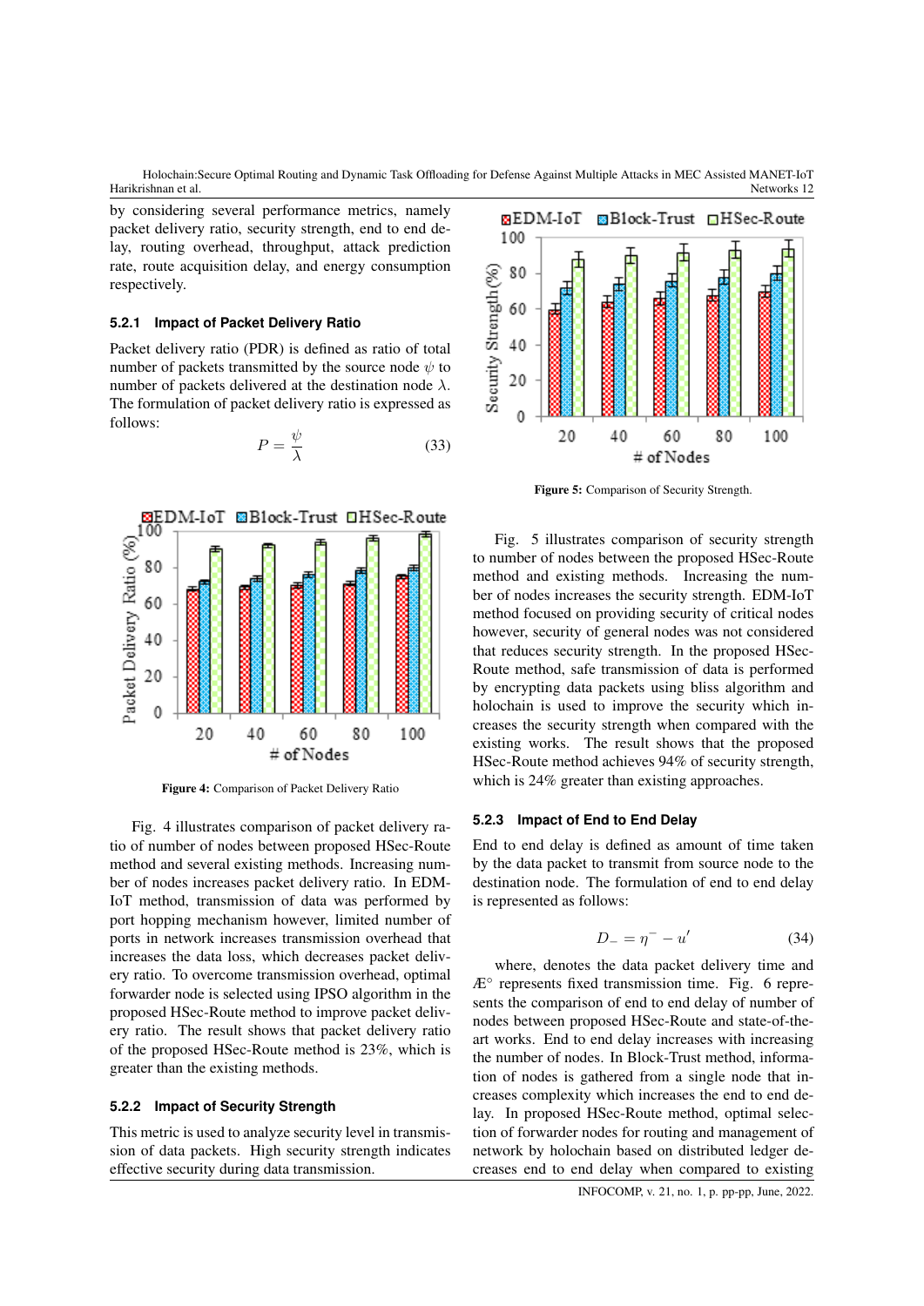by considering several performance metrics, namely packet delivery ratio, security strength, end to end delay, routing overhead, throughput, attack prediction rate, route acquisition delay, and energy consumption respectively.

#### 5.2.1 Impact of Packet Delivery Ratio

Packet delivery ratio (PDR) is defined as ratio of total number of packets transmitted by the source node $\psi$ to number of packets delivered at the destination node $\lambda$. The formulation of packet delivery ratio is expressed as follows:

$$P = \frac{\psi}{\lambda} \tag{33}$$

**Figure 4:** Comparison of Packet Delivery Ratio

Fig. 4 illustrates comparison of packet delivery ratio of number of nodes between proposed HSec-Route method and several existing methods. Increasing number of nodes increases packet delivery ratio. In EDM-IoT method, transmission of data was performed by port hopping mechanism however, limited number of ports in network increases transmission overhead that increases the data loss, which decreases packet delivery ratio. To overcome transmission overhead, optimal forwarder node is selected using IPSO algorithm in the proposed HSec-Route method to improve packet delivery ratio. The result shows that packet delivery ratio of the proposed HSec-Route method is 23%, which is greater than the existing methods.

#### 5.2.2 Impact of Security Strength

This metric is used to analyze security level in transmission of data packets. High security strength indicates effective security during data transmission.

**Figure 5:** Comparison of Security Strength.

Fig. 5 illustrates comparison of security strength to number of nodes between the proposed HSec-Route method and existing methods. Increasing the number of nodes increases the security strength. EDM-IoT method focused on providing security of critical nodes however, security of general nodes was not considered that reduces security strength. In the proposed HSec-Route method, safe transmission of data is performed by encrypting data packets using bliss algorithm and holochain is used to improve the security which increases the security strength when compared with the existing works. The result shows that the proposed HSec-Route method achieves 94% of security strength, which is 24% greater than existing approaches.

#### 5.2.3 Impact of End to End Delay

End to end delay is defined as amount of time taken by the data packet to transmit from source node to the destination node. The formulation of end to end delay is represented as follows:

$$D_{-} = \eta^{-} - u' \tag{34}$$

where, denotes the data packet delivery time and Æ° represents fixed transmission time. Fig. 6 represents the comparison of end to end delay of number of nodes between proposed HSec-Route and state-of-the-art works. End to end delay increases with increasing the number of nodes. In Block-Trust method, information of nodes is gathered from a single node that increases complexity which increases the end to end delay. In proposed HSec-Route method, optimal selection of forwarder nodes for routing and management of network by holochain based on distributed ledger decreases end to end delay when compared to existing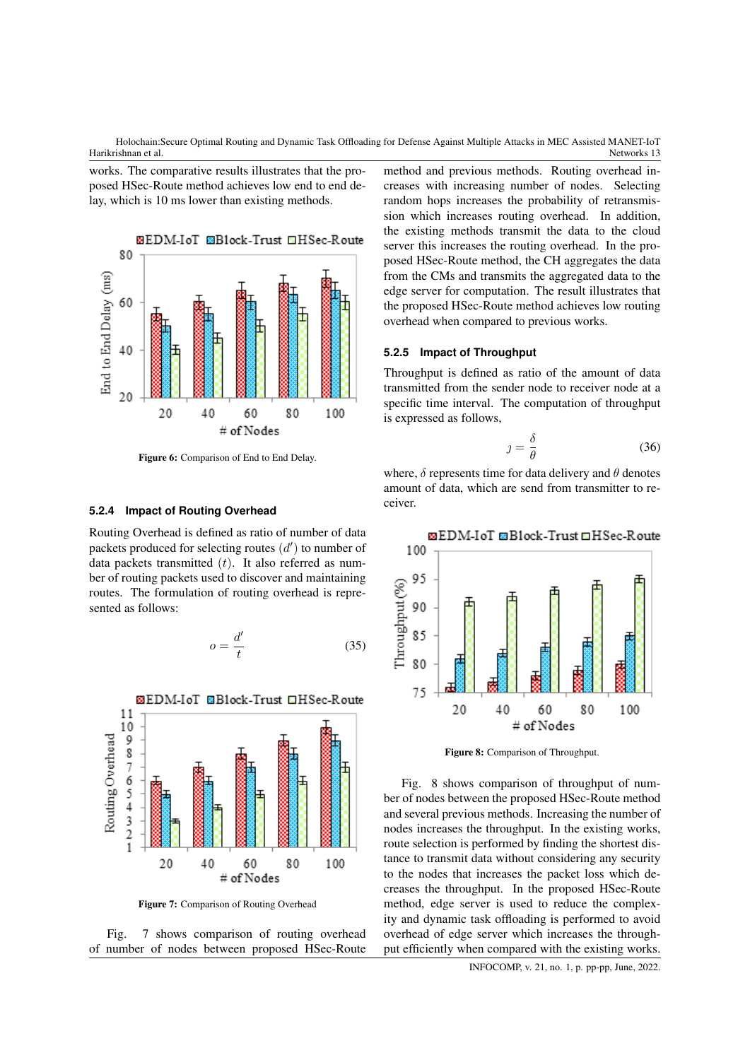works. The comparative results illustrates that the proposed HSec-Route method achieves low end to end delay, which is 10 ms lower than existing methods.

Figure 6: Comparison of End to End Delay.

#### 5.2.4 Impact of Routing Overhead

Routing Overhead is defined as ratio of number of data packets produced for selecting routes $(d')$ to number of data packets transmitted $(t)$. It also referred as number of routing packets used to discover and maintaining routes. The formulation of routing overhead is represented as follows:

$$o = \frac{d'}{t} \tag{35}$$

Figure 7: Comparison of Routing Overhead

Fig. 7 shows comparison of routing overhead of number of nodes between proposed HSec-Route method and previous methods. Routing overhead increases with increasing number of nodes. Selecting random hops increases the probability of retransmission which increases routing overhead. In addition, the existing methods transmit the data to the cloud server this increases the routing overhead. In the proposed HSec-Route method, the CH aggregates the data from the CMs and transmits the aggregated data to the edge server for computation. The result illustrates that the proposed HSec-Route method achieves low routing overhead when compared to previous works.

#### 5.2.5 Impact of Throughput

Throughput is defined as ratio of the amount of data transmitted from the sender node to receiver node at a specific time interval. The computation of throughput is expressed as follows,

$$\jmath = \frac{\delta}{\theta} \tag{36}$$

where, $\delta$ represents time for data delivery and $\theta$ denotes amount of data, which are send from transmitter to receiver.

Figure 8: Comparison of Throughput.

Fig. 8 shows comparison of throughput of number of nodes between the proposed HSec-Route method and several previous methods. Increasing the number of nodes increases the throughput. In the existing works, route selection is performed by finding the shortest distance to transmit data without considering any security to the nodes that increases the packet loss which decreases the throughput. In the proposed HSec-Route method, edge server is used to reduce the complexity and dynamic task offloading is performed to avoid overhead of edge server which increases the throughput efficiently when compared with the existing works.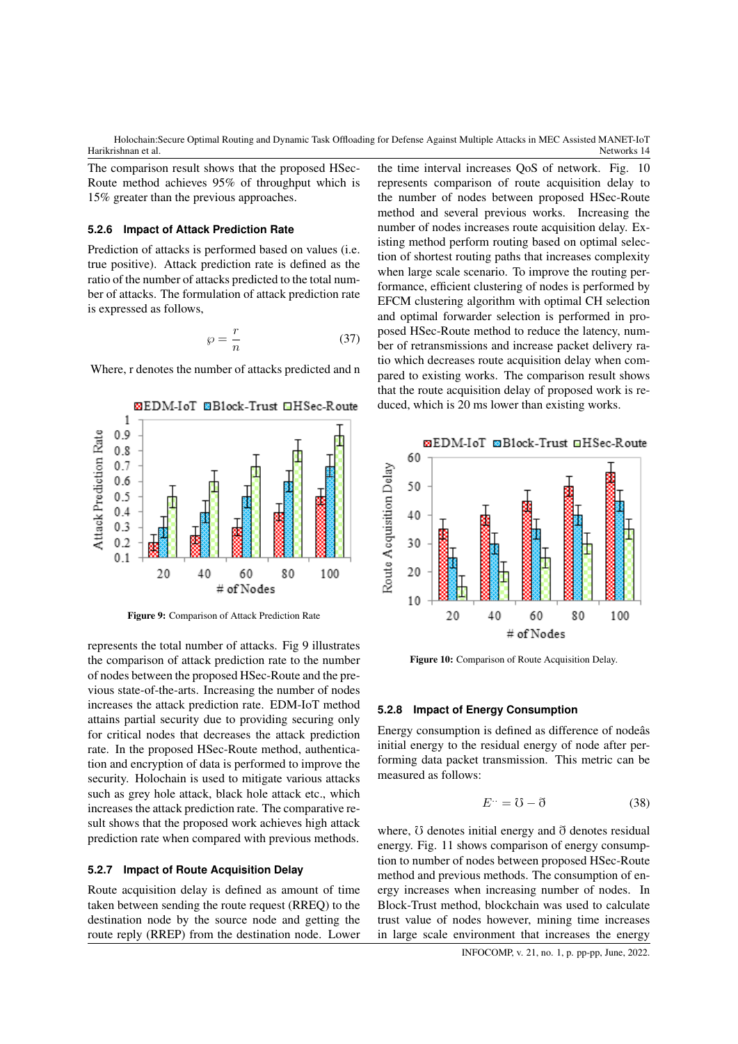The comparison result shows that the proposed HSec-Route method achieves 95% of throughput which is 15% greater than the previous approaches.

### 5.2.6 Impact of Attack Prediction Rate

Prediction of attacks is performed based on values (i.e. true positive). Attack prediction rate is defined as the ratio of the number of attacks predicted to the total number of attacks. The formulation of attack prediction rate is expressed as follows,

$$\wp = \frac{r}{n} \tag{37}$$

Where, r denotes the number of attacks predicted and n represents the total number of attacks. Fig 9 illustrates the comparison of attack prediction rate to the number of nodes between the proposed HSec-Route and the previous state-of-the-arts. Increasing the number of nodes increases the attack prediction rate. EDM-IoT method attains partial security due to providing securing only for critical nodes that decreases the attack prediction rate. In the proposed HSec-Route method, authentication and encryption of data is performed to improve the security. Holochain is used to mitigate various attacks such as grey hole attack, black hole attack etc., which increases the attack prediction rate. The comparative result shows that the proposed work achieves high attack prediction rate when compared with previous methods.

**Figure 9:** Comparison of Attack Prediction Rate

### 5.2.7 Impact of Route Acquisition Delay

Route acquisition delay is defined as amount of time taken between sending the route request (RREQ) to the destination node by the source node and getting the route reply (RREP) from the destination node. Lower the time interval increases QoS of network. Fig. 10 represents comparison of route acquisition delay to the number of nodes between proposed HSec-Route method and several previous works. Increasing the number of nodes increases route acquisition delay. Existing method perform routing based on optimal selection of shortest routing paths that increases complexity when large scale scenario. To improve the routing performance, efficient clustering of nodes is performed by EFCM clustering algorithm with optimal CH selection and optimal forwarder selection is performed in proposed HSec-Route method to reduce the latency, number of retransmissions and increase packet delivery ratio which decreases route acquisition delay when compared to existing works. The comparison result shows that the route acquisition delay of proposed work is reduced, which is 20 ms lower than existing works.

**Figure 10:** Comparison of Route Acquisition Delay.

### 5.2.8 Impact of Energy Consumption

Energy consumption is defined as difference of nodeâs initial energy to the residual energy of node after performing data packet transmission. This metric can be measured as follows:

$$E^{\cdot\cdot} = \mho - \eth \tag{38}$$

where, $\mho$ denotes initial energy and $\eth$ denotes residual energy. Fig. 11 shows comparison of energy consumption to number of nodes between proposed HSec-Route method and previous methods. The consumption of energy increases when increasing number of nodes. In Block-Trust method, blockchain was used to calculate trust value of nodes however, mining time increases in large scale environment that increases the energy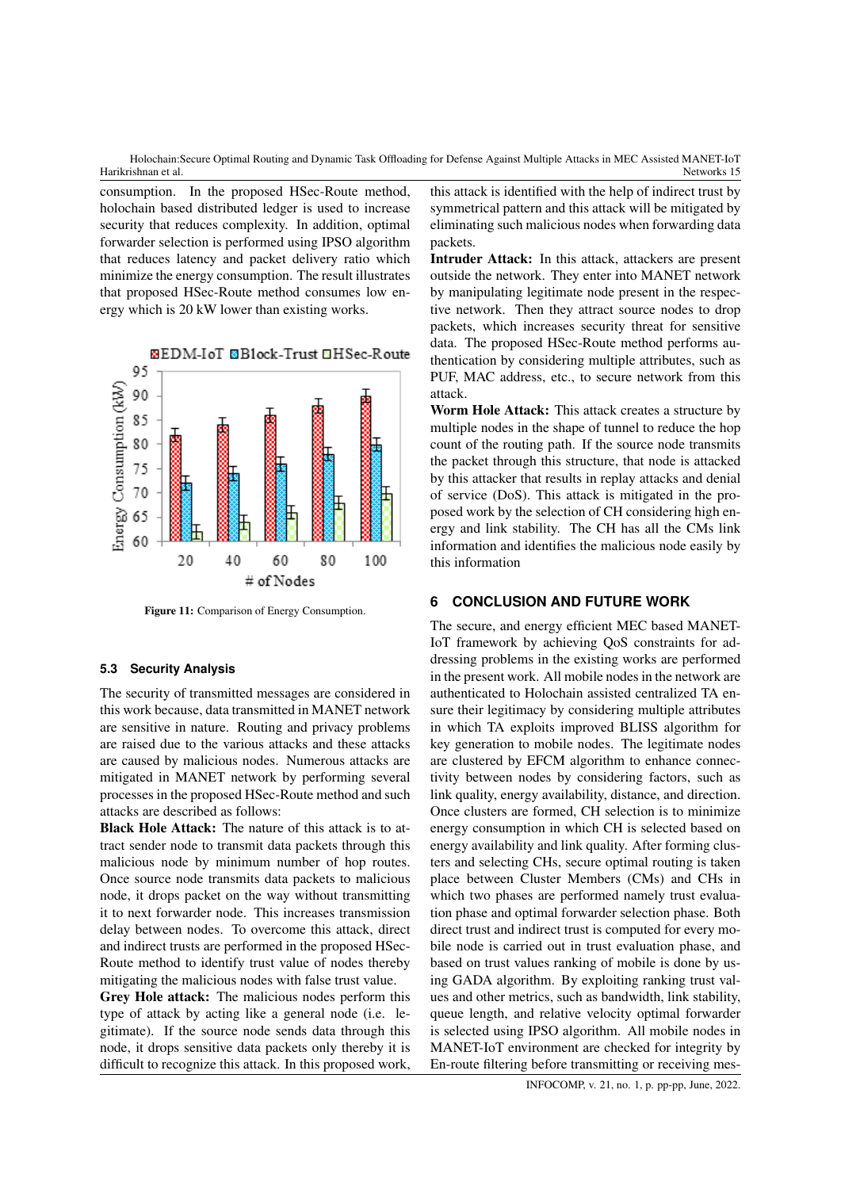consumption. In the proposed HSec-Route method, holochain based distributed ledger is used to increase security that reduces complexity. In addition, optimal forwarder selection is performed using IPSO algorithm that reduces latency and packet delivery ratio which minimize the energy consumption. The result illustrates that proposed HSec-Route method consumes low energy which is 20 kW lower than existing works.

**Figure 11:** Comparison of Energy Consumption.

### 5.3 Security Analysis

The security of transmitted messages are considered in this work because, data transmitted in MANET network are sensitive in nature. Routing and privacy problems are raised due to the various attacks and these attacks are caused by malicious nodes. Numerous attacks are mitigated in MANET network by performing several processes in the proposed HSec-Route method and such attacks are described as follows:

**Black Hole Attack:** The nature of this attack is to attract sender node to transmit data packets through this malicious node by minimum number of hop routes. Once source node transmits data packets to malicious node, it drops packet on the way without transmitting it to next forwarder node. This increases transmission delay between nodes. To overcome this attack, direct and indirect trusts are performed in the proposed HSec-Route method to identify trust value of nodes thereby mitigating the malicious nodes with false trust value.

**Grey Hole attack:** The malicious nodes perform this type of attack by acting like a general node (i.e. legitimate). If the source node sends data through this node, it drops sensitive data packets only thereby it is difficult to recognize this attack. In this proposed work, this attack is identified with the help of indirect trust by symmetrical pattern and this attack will be mitigated by eliminating such malicious nodes when forwarding data packets.

**Intruder Attack:** In this attack, attackers are present outside the network. They enter into MANET network by manipulating legitimate node present in the respective network. Then they attract source nodes to drop packets, which increases security threat for sensitive data. The proposed HSec-Route method performs authentication by considering multiple attributes, such as PUF, MAC address, etc., to secure network from this attack.

**Worm Hole Attack:** This attack creates a structure by multiple nodes in the shape of tunnel to reduce the hop count of the routing path. If the source node transmits the packet through this structure, that node is attacked by this attacker that results in replay attacks and denial of service (DoS). This attack is mitigated in the proposed work by the selection of CH considering high energy and link stability. The CH has all the CMs link information and identifies the malicious node easily by this information

## 6 CONCLUSION AND FUTURE WORK

The secure, and energy efficient MEC based MANET-IoT framework by achieving QoS constraints for addressing problems in the existing works are performed in the present work. All mobile nodes in the network are authenticated to Holochain assisted centralized TA ensure their legitimacy by considering multiple attributes in which TA exploits improved BLISS algorithm for key generation to mobile nodes. The legitimate nodes are clustered by EFCM algorithm to enhance connectivity between nodes by considering factors, such as link quality, energy availability, distance, and direction. Once clusters are formed, CH selection is to minimize energy consumption in which CH is selected based on energy availability and link quality. After forming clusters and selecting CHs, secure optimal routing is taken place between Cluster Members (CMs) and CHs in which two phases are performed namely trust evaluation phase and optimal forwarder selection phase. Both direct trust and indirect trust is computed for every mobile node is carried out in trust evaluation phase, and based on trust values ranking of mobile is done by using GADA algorithm. By exploiting ranking trust values and other metrics, such as bandwidth, link stability, queue length, and relative velocity optimal forwarder is selected using IPSO algorithm. All mobile nodes in MANET-IoT environment are checked for integrity by En-route filtering before transmitting or receiving mes-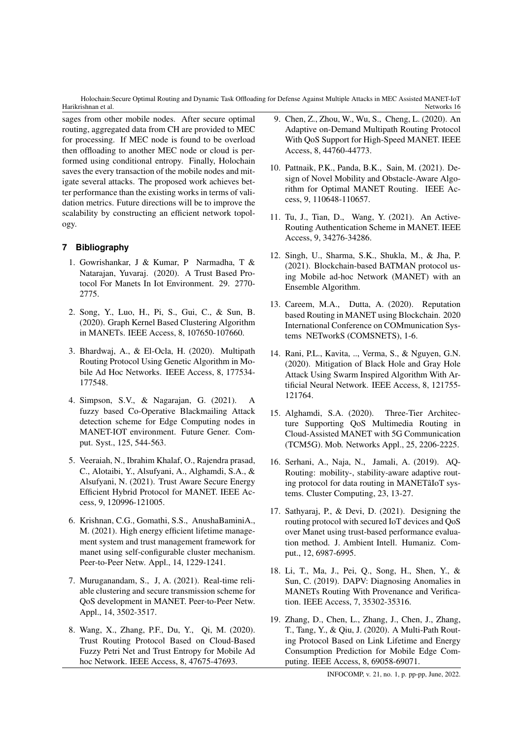sages from other mobile nodes. After secure optimal routing, aggregated data from CH are provided to MEC for processing. If MEC node is found to be overload then offloading to another MEC node or cloud is performed using conditional entropy. Finally, Holochain saves the every transaction of the mobile nodes and mitigate several attacks. The proposed work achieves better performance than the existing works in terms of validation metrics. Future directions will be to improve the scalability by constructing an efficient network topology.

## 7 Bibliography

1. Gowrishankar, J & Kumar, P Narmadha, T & Natarajan, Yuvaraj. (2020). A Trust Based Protocol For Manets In Iot Environment. 29. 2770-2775.

2. Song, Y., Luo, H., Pi, S., Gui, C., & Sun, B. (2020). Graph Kernel Based Clustering Algorithm in MANETs. IEEE Access, 8, 107650-107660.

3. Bhardwaj, A., & El-Ocla, H. (2020). Multipath Routing Protocol Using Genetic Algorithm in Mobile Ad Hoc Networks. IEEE Access, 8, 177534-177548.

4. Simpson, S.V., & Nagarajan, G. (2021). A fuzzy based Co-Operative Blackmailing Attack detection scheme for Edge Computing nodes in MANET-IOT environment. Future Gener. Comput. Syst., 125, 544-563.

5. Veeraiah, N., Ibrahim Khalaf, O., Rajendra prasad, C., Alotaibi, Y., Alsufyani, A., Alghamdi, S.A., & Alsufyani, N. (2021). Trust Aware Secure Energy Efficient Hybrid Protocol for MANET. IEEE Access, 9, 120996-121005.

6. Krishnan, C.G., Gomathi, S.S., AnushaBaminiA., M. (2021). High energy efficient lifetime management system and trust management framework for manet using self-configurable cluster mechanism. Peer-to-Peer Netw. Appl., 14, 1229-1241.

7. Muruganandam, S., J, A. (2021). Real-time reliable clustering and secure transmission scheme for QoS development in MANET. Peer-to-Peer Netw. Appl., 14, 3502-3517.

8. Wang, X., Zhang, P.F., Du, Y., Qi, M. (2020). Trust Routing Protocol Based on Cloud-Based Fuzzy Petri Net and Trust Entropy for Mobile Ad hoc Network. IEEE Access, 8, 47675-47693.

9. Chen, Z., Zhou, W., Wu, S., Cheng, L. (2020). An Adaptive on-Demand Multipath Routing Protocol With QoS Support for High-Speed MANET. IEEE Access, 8, 44760-44773.

10. Pattnaik, P.K., Panda, B.K., Sain, M. (2021). Design of Novel Mobility and Obstacle-Aware Algorithm for Optimal MANET Routing. IEEE Access, 9, 110648-110657.

11. Tu, J., Tian, D., Wang, Y. (2021). An Active-Routing Authentication Scheme in MANET. IEEE Access, 9, 34276-34286.

12. Singh, U., Sharma, S.K., Shukla, M., & Jha, P. (2021). Blockchain-based BATMAN protocol using Mobile ad-hoc Network (MANET) with an Ensemble Algorithm.

13. Careem, M.A., Dutta, A. (2020). Reputation based Routing in MANET using Blockchain. 2020 International Conference on COMmunication Systems NETworkS (COMSNETS), 1-6.

14. Rani, P.L., Kavita, .., Verma, S., & Nguyen, G.N. (2020). Mitigation of Black Hole and Gray Hole Attack Using Swarm Inspired Algorithm With Artificial Neural Network. IEEE Access, 8, 121755-121764.

15. Alghamdi, S.A. (2020). Three-Tier Architecture Supporting QoS Multimedia Routing in Cloud-Assisted MANET with 5G Communication (TCM5G). Mob. Networks Appl., 25, 2206-2225.

16. Serhani, A., Naja, N., Jamali, A. (2019). AQ-Routing: mobility-, stability-aware adaptive routing protocol for data routing in MANETâIoT systems. Cluster Computing, 23, 13-27.

17. Sathyaraj, P., & Devi, D. (2021). Designing the routing protocol with secured IoT devices and QoS over Manet using trust-based performance evaluation method. J. Ambient Intell. Humaniz. Comput., 12, 6987-6995.

18. Li, T., Ma, J., Pei, Q., Song, H., Shen, Y., & Sun, C. (2019). DAPV: Diagnosing Anomalies in MANETs Routing With Provenance and Verification. IEEE Access, 7, 35302-35316.

19. Zhang, D., Chen, L., Zhang, J., Chen, J., Zhang, T., Tang, Y., & Qiu, J. (2020). A Multi-Path Routing Protocol Based on Link Lifetime and Energy Consumption Prediction for Mobile Edge Computing. IEEE Access, 8, 69058-69071.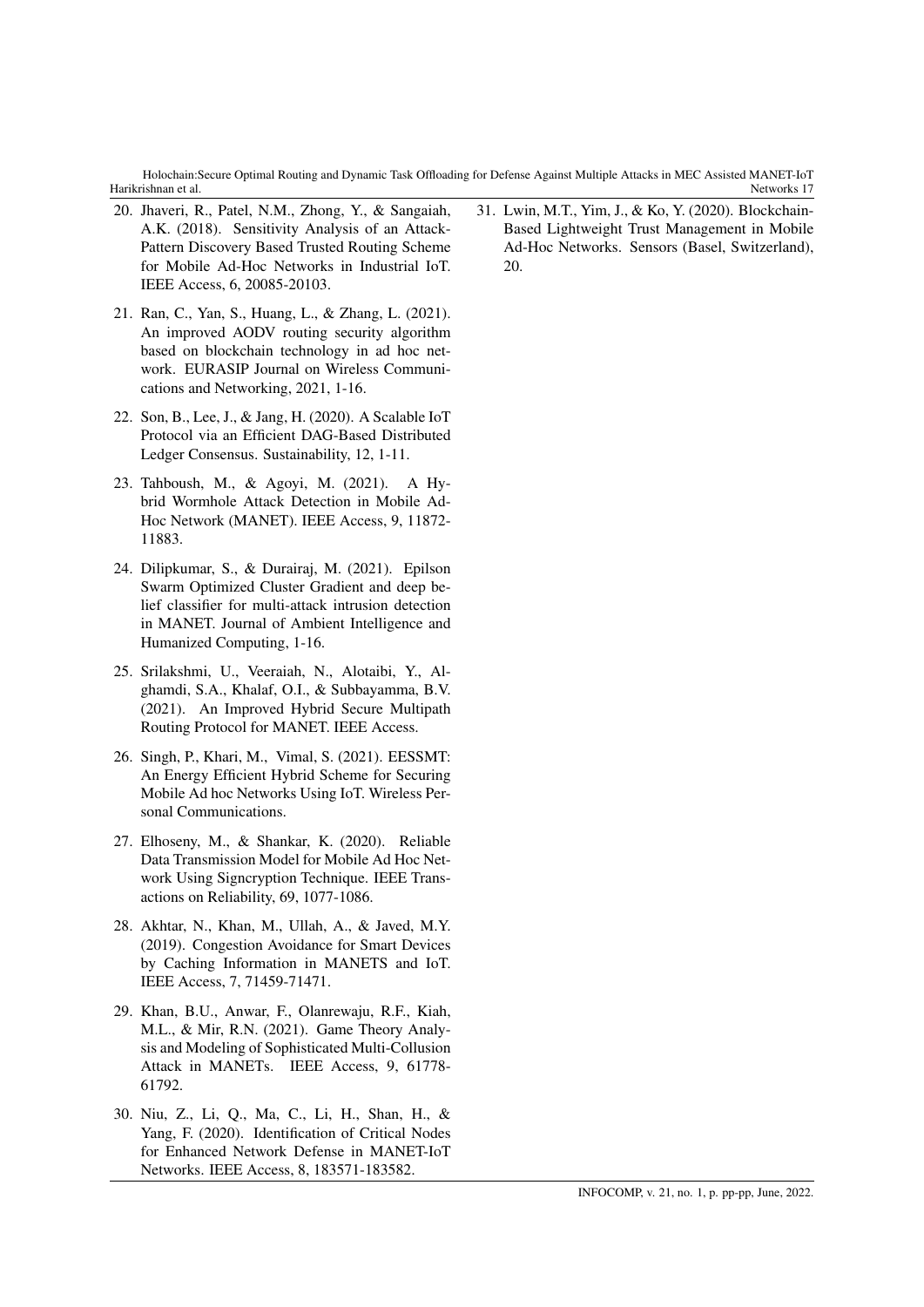20. Jhaveri, R., Patel, N.M., Zhong, Y., & Sangaiah, A.K. (2018). Sensitivity Analysis of an Attack-Pattern Discovery Based Trusted Routing Scheme for Mobile Ad-Hoc Networks in Industrial IoT. IEEE Access, 6, 20085-20103.

21. Ran, C., Yan, S., Huang, L., & Zhang, L. (2021). An improved AODV routing security algorithm based on blockchain technology in ad hoc network. EURASIP Journal on Wireless Communications and Networking, 2021, 1-16.

22. Son, B., Lee, J., & Jang, H. (2020). A Scalable IoT Protocol via an Efficient DAG-Based Distributed Ledger Consensus. Sustainability, 12, 1-11.

23. Tahboush, M., & Agoyi, M. (2021). A Hybrid Wormhole Attack Detection in Mobile Ad-Hoc Network (MANET). IEEE Access, 9, 11872-11883.

24. Dilipkumar, S., & Durairaj, M. (2021). Epilson Swarm Optimized Cluster Gradient and deep belief classifier for multi-attack intrusion detection in MANET. Journal of Ambient Intelligence and Humanized Computing, 1-16.

25. Srilakshmi, U., Veeraiah, N., Alotaibi, Y., Alghamdi, S.A., Khalaf, O.I., & Subbayamma, B.V. (2021). An Improved Hybrid Secure Multipath Routing Protocol for MANET. IEEE Access.

26. Singh, P., Khari, M., Vimal, S. (2021). EESSMT: An Energy Efficient Hybrid Scheme for Securing Mobile Ad hoc Networks Using IoT. Wireless Personal Communications.

27. Elhoseny, M., & Shankar, K. (2020). Reliable Data Transmission Model for Mobile Ad Hoc Network Using Signcryption Technique. IEEE Transactions on Reliability, 69, 1077-1086.

28. Akhtar, N., Khan, M., Ullah, A., & Javed, M.Y. (2019). Congestion Avoidance for Smart Devices by Caching Information in MANETS and IoT. IEEE Access, 7, 71459-71471.

29. Khan, B.U., Anwar, F., Olanrewaju, R.F., Kiah, M.L., & Mir, R.N. (2021). Game Theory Analysis and Modeling of Sophisticated Multi-Collusion Attack in MANETs. IEEE Access, 9, 61778-61792.

30. Niu, Z., Li, Q., Ma, C., Li, H., Shan, H., & Yang, F. (2020). Identification of Critical Nodes for Enhanced Network Defense in MANET-IoT Networks. IEEE Access, 8, 183571-183582.

31. Lwin, M.T., Yim, J., & Ko, Y. (2020). Blockchain-Based Lightweight Trust Management in Mobile Ad-Hoc Networks. Sensors (Basel, Switzerland), 20.